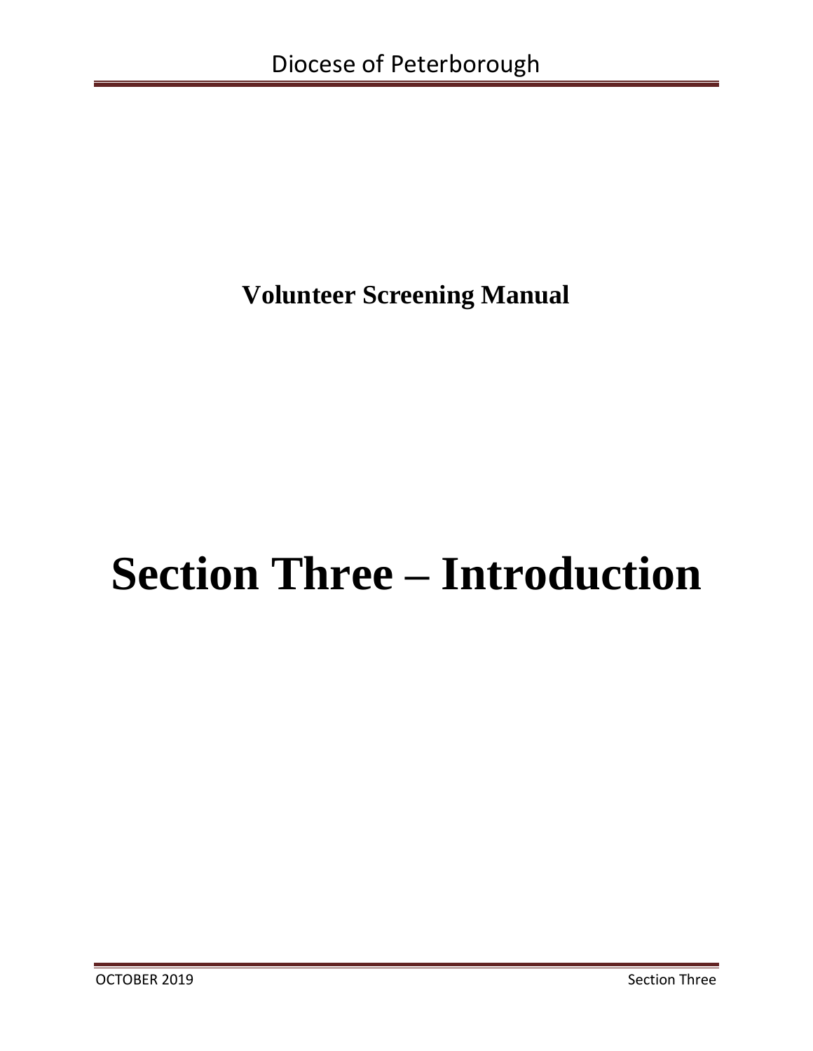**Volunteer Screening Manual**

# Section Three – Introduction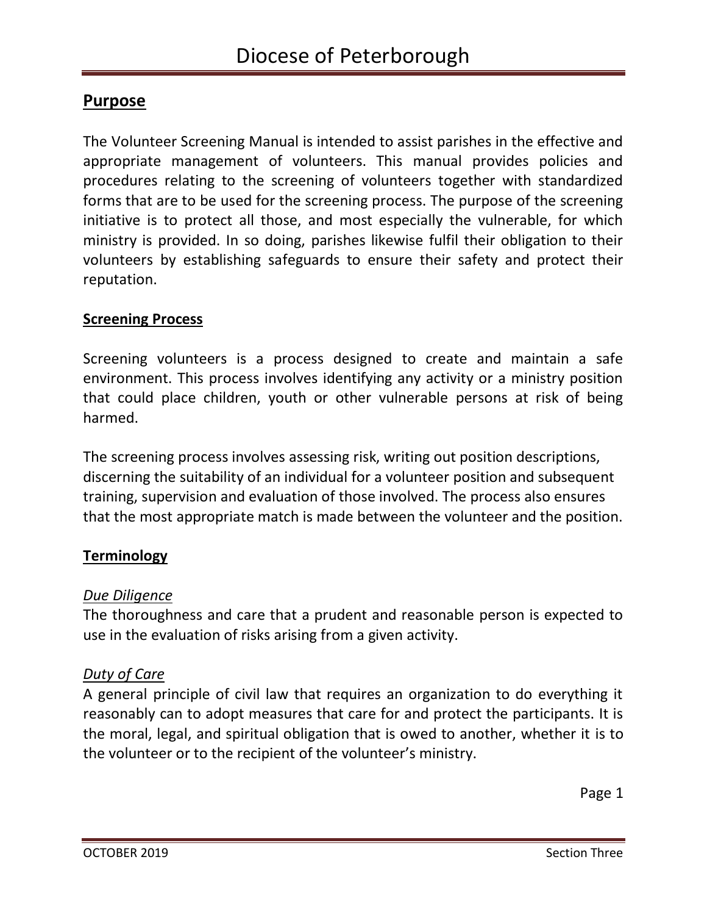## Purpose

The Volunteer Screening Manual is intended to assist parishes in the effective and appropriate management of volunteers. This manual provides policies and procedures relating to the screening of volunteers together with standardized forms that are to be used for the screening process. The purpose of the screening initiative is to protect all those, and most especially the vulnerable, for which ministry is provided. In so doing, parishes likewise fulfil their obligation to their volunteers by establishing safeguards to ensure their safety and protect their reputation.

### Screening Process

Screening volunteers is a process designed to create and maintain a safe environment. This process involves identifying any activity or a ministry position that could place children, youth or other vulnerable persons at risk of being harmed.

The screening process involves assessing risk, writing out position descriptions, discerning the suitability of an individual for a volunteer position and subsequent training, supervision and evaluation of those involved. The process also ensures that the most appropriate match is made between the volunteer and the position.

### Terminology

*Due Diligence*
The thoroughness and care that a prudent and reasonable person is expected to use in the evaluation of risks arising from a given activity.

*Duty of Care*
A general principle of civil law that requires an organization to do everything it reasonably can to adopt measures that care for and protect the participants. It is the moral, legal, and spiritual obligation that is owed to another, whether it is to the volunteer or to the recipient of the volunteer's ministry.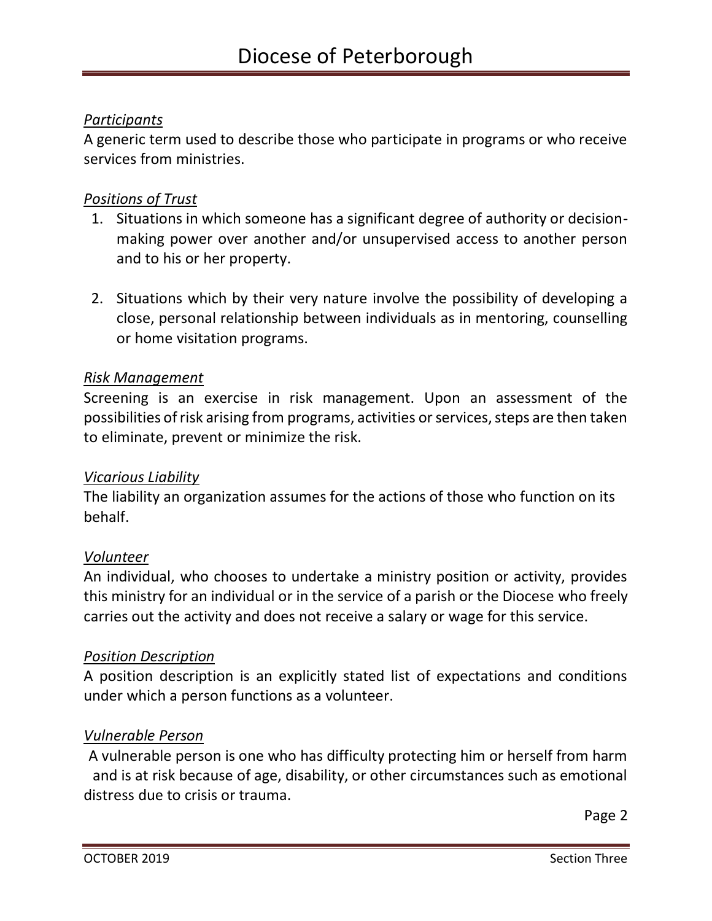*Participants*

A generic term used to describe those who participate in programs or who receive services from ministries.

*Positions of Trust*

1. Situations in which someone has a significant degree of authority or decision-making power over another and/or unsupervised access to another person and to his or her property.

2. Situations which by their very nature involve the possibility of developing a close, personal relationship between individuals as in mentoring, counselling or home visitation programs.

*Risk Management*

Screening is an exercise in risk management. Upon an assessment of the possibilities of risk arising from programs, activities or services, steps are then taken to eliminate, prevent or minimize the risk.

*Vicarious Liability*

The liability an organization assumes for the actions of those who function on its behalf.

*Volunteer*

An individual, who chooses to undertake a ministry position or activity, provides this ministry for an individual or in the service of a parish or the Diocese who freely carries out the activity and does not receive a salary or wage for this service.

*Position Description*

A position description is an explicitly stated list of expectations and conditions under which a person functions as a volunteer.

*Vulnerable Person*

A vulnerable person is one who has difficulty protecting him or herself from harm and is at risk because of age, disability, or other circumstances such as emotional distress due to crisis or trauma.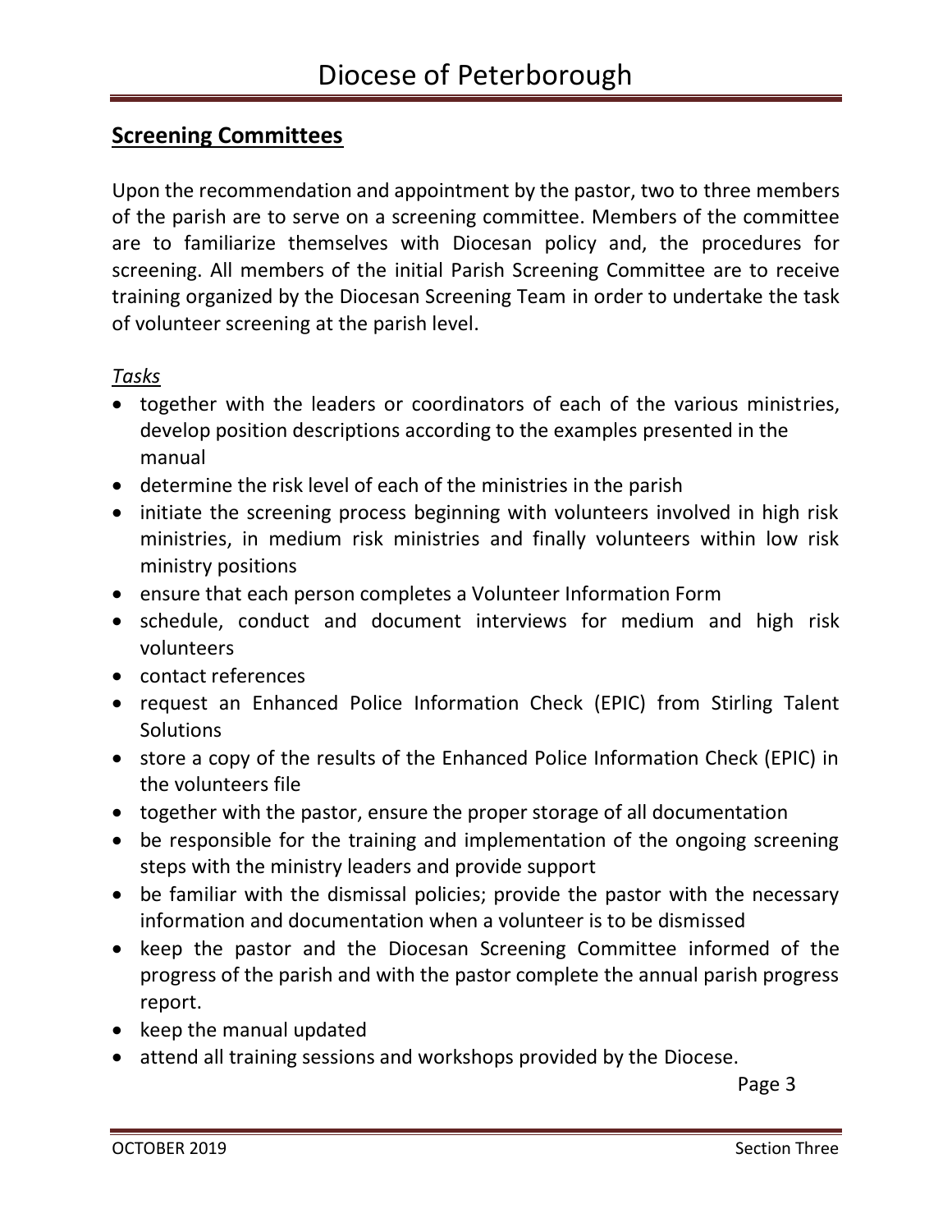## Screening Committees

Upon the recommendation and appointment by the pastor, two to three members of the parish are to serve on a screening committee. Members of the committee are to familiarize themselves with Diocesan policy and, the procedures for screening. All members of the initial Parish Screening Committee are to receive training organized by the Diocesan Screening Team in order to undertake the task of volunteer screening at the parish level.

*Tasks*

- together with the leaders or coordinators of each of the various ministries, develop position descriptions according to the examples presented in the manual
- determine the risk level of each of the ministries in the parish
- initiate the screening process beginning with volunteers involved in high risk ministries, in medium risk ministries and finally volunteers within low risk ministry positions
- ensure that each person completes a Volunteer Information Form
- schedule, conduct and document interviews for medium and high risk volunteers
- contact references
- request an Enhanced Police Information Check (EPIC) from Stirling Talent Solutions
- store a copy of the results of the Enhanced Police Information Check (EPIC) in the volunteers file
- together with the pastor, ensure the proper storage of all documentation
- be responsible for the training and implementation of the ongoing screening steps with the ministry leaders and provide support
- be familiar with the dismissal policies; provide the pastor with the necessary information and documentation when a volunteer is to be dismissed
- keep the pastor and the Diocesan Screening Committee informed of the progress of the parish and with the pastor complete the annual parish progress report.
- keep the manual updated
- attend all training sessions and workshops provided by the Diocese.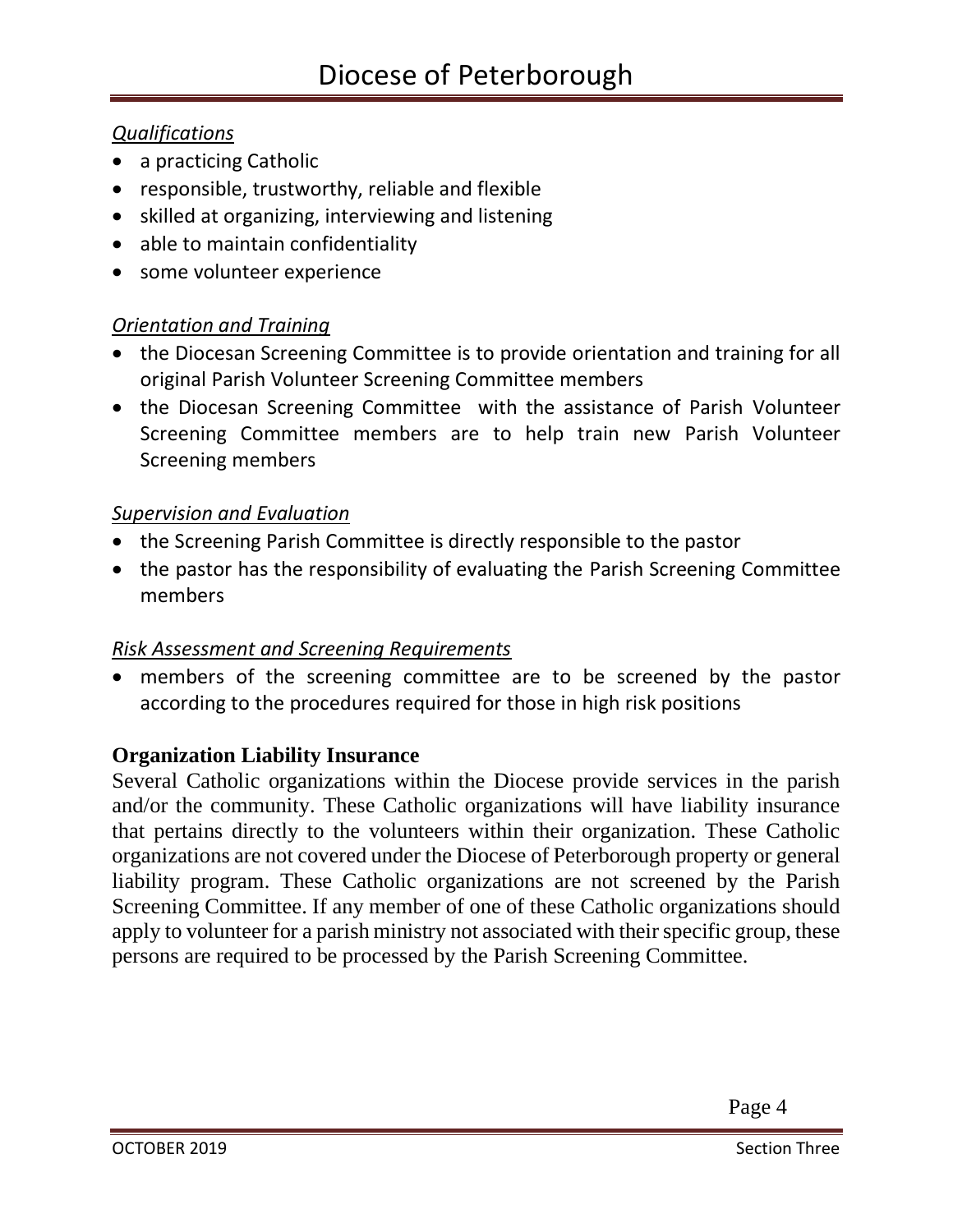*Qualifications*

- a practicing Catholic
- responsible, trustworthy, reliable and flexible
- skilled at organizing, interviewing and listening
- able to maintain confidentiality
- some volunteer experience

*Orientation and Training*

- the Diocesan Screening Committee is to provide orientation and training for all original Parish Volunteer Screening Committee members
- the Diocesan Screening Committee with the assistance of Parish Volunteer Screening Committee members are to help train new Parish Volunteer Screening members

*Supervision and Evaluation*

- the Screening Parish Committee is directly responsible to the pastor
- the pastor has the responsibility of evaluating the Parish Screening Committee members

*Risk Assessment and Screening Requirements*

- members of the screening committee are to be screened by the pastor according to the procedures required for those in high risk positions

**Organization Liability Insurance**

Several Catholic organizations within the Diocese provide services in the parish and/or the community. These Catholic organizations will have liability insurance that pertains directly to the volunteers within their organization. These Catholic organizations are not covered under the Diocese of Peterborough property or general liability program. These Catholic organizations are not screened by the Parish Screening Committee. If any member of one of these Catholic organizations should apply to volunteer for a parish ministry not associated with their specific group, these persons are required to be processed by the Parish Screening Committee.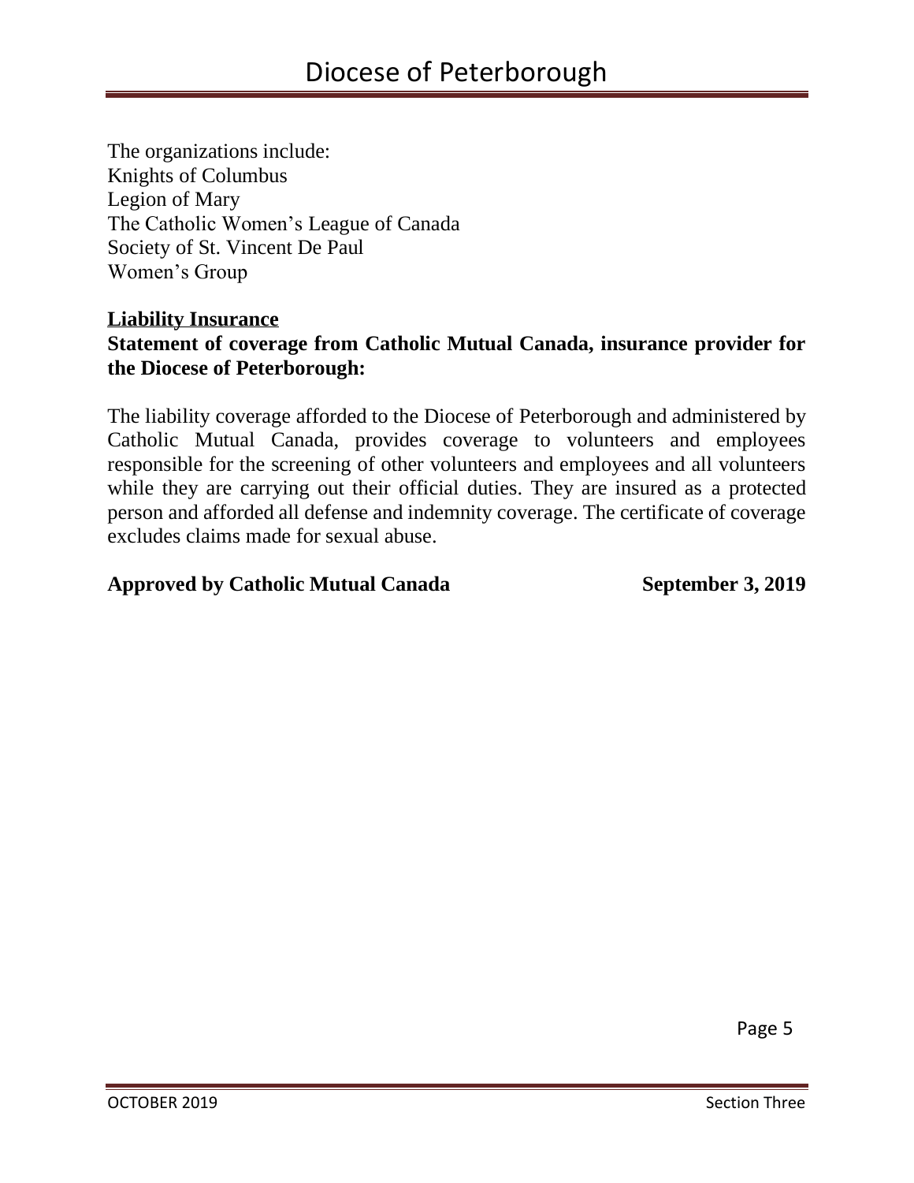The organizations include:
Knights of Columbus
Legion of Mary
The Catholic Women's League of Canada
Society of St. Vincent De Paul
Women's Group

**Liability Insurance**

**Statement of coverage from Catholic Mutual Canada, insurance provider for the Diocese of Peterborough:**

The liability coverage afforded to the Diocese of Peterborough and administered by Catholic Mutual Canada, provides coverage to volunteers and employees responsible for the screening of other volunteers and employees and all volunteers while they are carrying out their official duties. They are insured as a protected person and afforded all defense and indemnity coverage. The certificate of coverage excludes claims made for sexual abuse.

**Approved by Catholic Mutual Canada** **September 3, 2019**